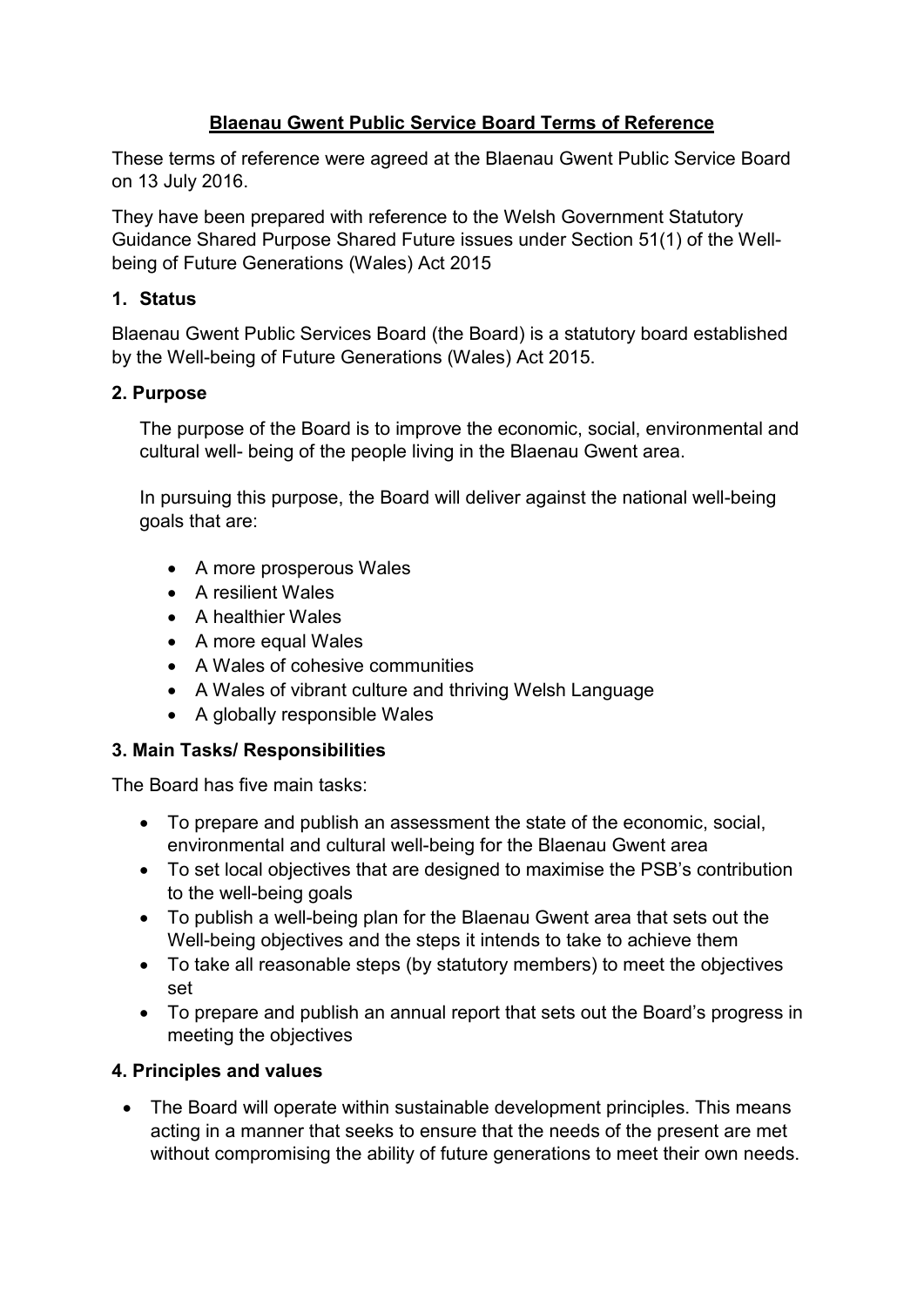**Blaenau Gwent Public Service Board Terms of Reference**

These terms of reference were agreed at the Blaenau Gwent Public Service Board on 13 July 2016.

They have been prepared with reference to the Welsh Government Statutory Guidance Shared Purpose Shared Future issues under Section 51(1) of the Well-being of Future Generations (Wales) Act 2015

## 1. Status

Blaenau Gwent Public Services Board (the Board) is a statutory board established by the Well-being of Future Generations (Wales) Act 2015.

## 2. Purpose

The purpose of the Board is to improve the economic, social, environmental and cultural well- being of the people living in the Blaenau Gwent area.

In pursuing this purpose, the Board will deliver against the national well-being goals that are:

- A more prosperous Wales
- A resilient Wales
- A healthier Wales
- A more equal Wales
- A Wales of cohesive communities
- A Wales of vibrant culture and thriving Welsh Language
- A globally responsible Wales

## 3. Main Tasks/ Responsibilities

The Board has five main tasks:

- To prepare and publish an assessment the state of the economic, social, environmental and cultural well-being for the Blaenau Gwent area
- To set local objectives that are designed to maximise the PSB's contribution to the well-being goals
- To publish a well-being plan for the Blaenau Gwent area that sets out the Well-being objectives and the steps it intends to take to achieve them
- To take all reasonable steps (by statutory members) to meet the objectives set
- To prepare and publish an annual report that sets out the Board's progress in meeting the objectives

## 4. Principles and values

- The Board will operate within sustainable development principles. This means acting in a manner that seeks to ensure that the needs of the present are met without compromising the ability of future generations to meet their own needs.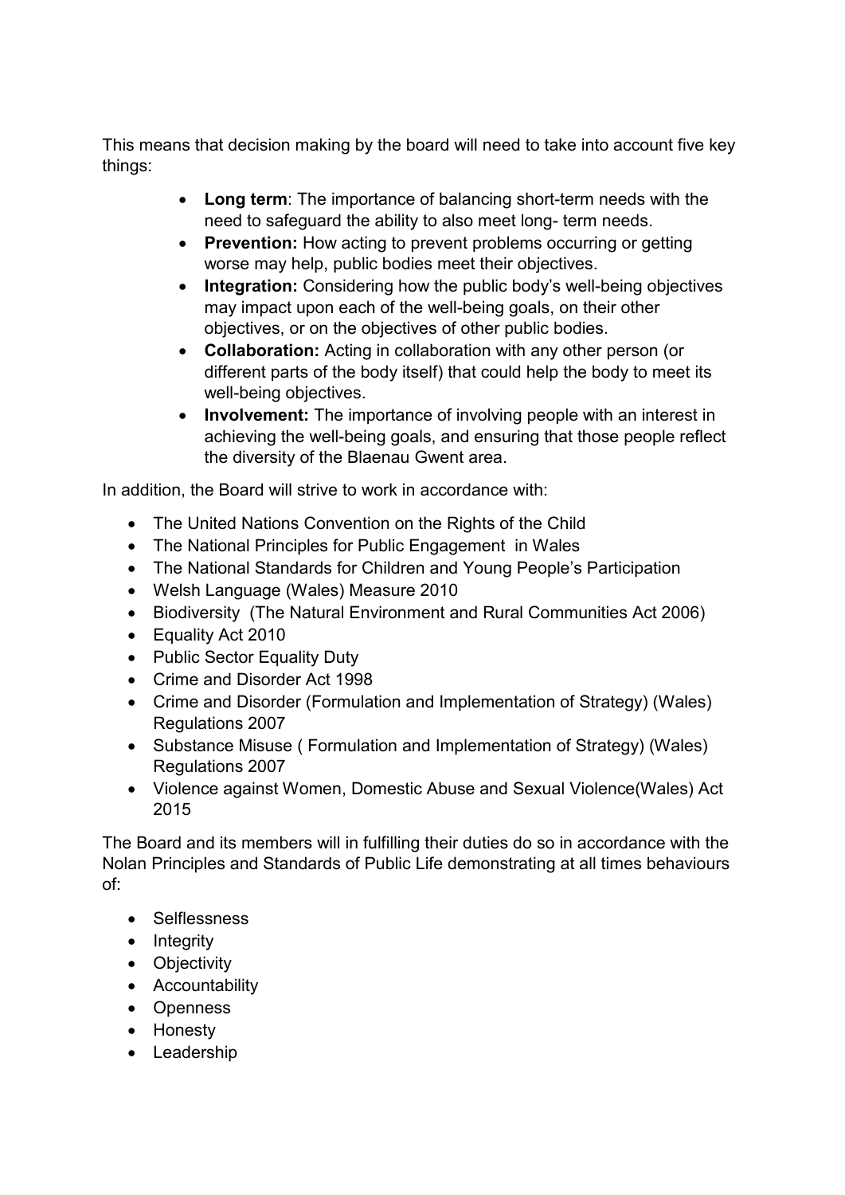This means that decision making by the board will need to take into account five key things:

- **Long term**: The importance of balancing short-term needs with the need to safeguard the ability to also meet long- term needs.
- **Prevention:** How acting to prevent problems occurring or getting worse may help, public bodies meet their objectives.
- **Integration:** Considering how the public body's well-being objectives may impact upon each of the well-being goals, on their other objectives, or on the objectives of other public bodies.
- **Collaboration:** Acting in collaboration with any other person (or different parts of the body itself) that could help the body to meet its well-being objectives.
- **Involvement:** The importance of involving people with an interest in achieving the well-being goals, and ensuring that those people reflect the diversity of the Blaenau Gwent area.

In addition, the Board will strive to work in accordance with:

- The United Nations Convention on the Rights of the Child
- The National Principles for Public Engagement in Wales
- The National Standards for Children and Young People's Participation
- Welsh Language (Wales) Measure 2010
- Biodiversity (The Natural Environment and Rural Communities Act 2006)
- Equality Act 2010
- Public Sector Equality Duty
- Crime and Disorder Act 1998
- Crime and Disorder (Formulation and Implementation of Strategy) (Wales) Regulations 2007
- Substance Misuse ( Formulation and Implementation of Strategy) (Wales) Regulations 2007
- Violence against Women, Domestic Abuse and Sexual Violence(Wales) Act 2015

The Board and its members will in fulfilling their duties do so in accordance with the Nolan Principles and Standards of Public Life demonstrating at all times behaviours of:

- Selflessness
- Integrity
- Objectivity
- Accountability
- Openness
- Honesty
- Leadership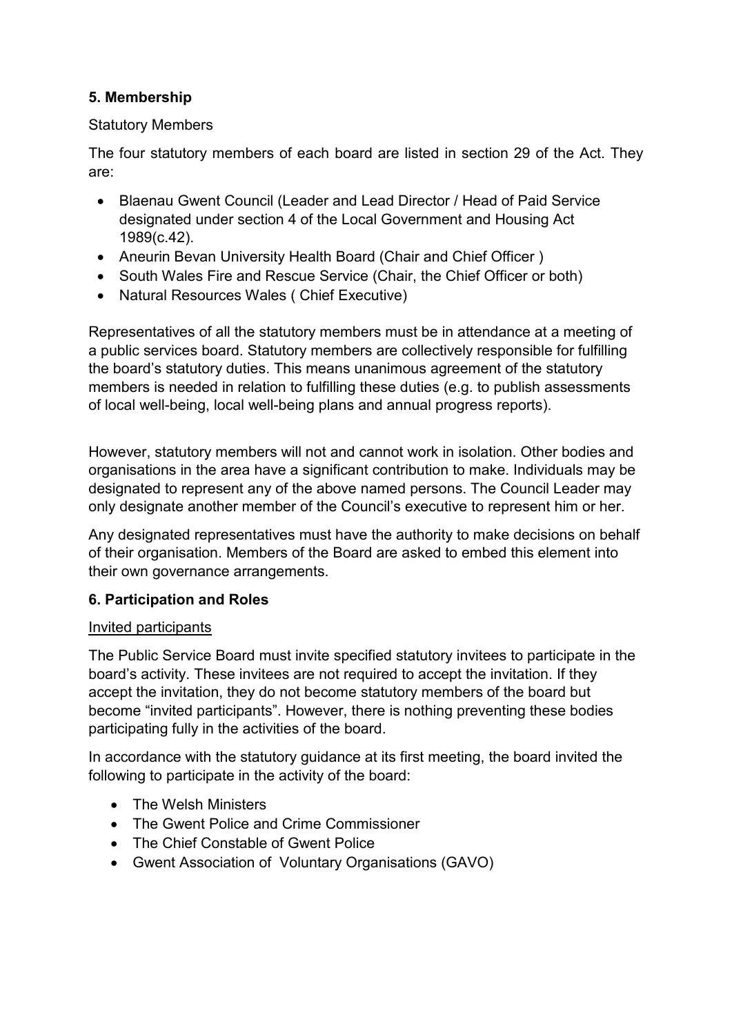## 5. Membership

Statutory Members

The four statutory members of each board are listed in section 29 of the Act. They are:

- Blaenau Gwent Council (Leader and Lead Director / Head of Paid Service designated under section 4 of the Local Government and Housing Act 1989(c.42).
- Aneurin Bevan University Health Board (Chair and Chief Officer )
- South Wales Fire and Rescue Service (Chair, the Chief Officer or both)
- Natural Resources Wales ( Chief Executive)

Representatives of all the statutory members must be in attendance at a meeting of a public services board. Statutory members are collectively responsible for fulfilling the board's statutory duties. This means unanimous agreement of the statutory members is needed in relation to fulfilling these duties (e.g. to publish assessments of local well-being, local well-being plans and annual progress reports).

However, statutory members will not and cannot work in isolation. Other bodies and organisations in the area have a significant contribution to make. Individuals may be designated to represent any of the above named persons. The Council Leader may only designate another member of the Council's executive to represent him or her.

Any designated representatives must have the authority to make decisions on behalf of their organisation. Members of the Board are asked to embed this element into their own governance arrangements.

## 6. Participation and Roles

Invited participants

The Public Service Board must invite specified statutory invitees to participate in the board's activity. These invitees are not required to accept the invitation. If they accept the invitation, they do not become statutory members of the board but become "invited participants". However, there is nothing preventing these bodies participating fully in the activities of the board.

In accordance with the statutory guidance at its first meeting, the board invited the following to participate in the activity of the board:

- The Welsh Ministers
- The Gwent Police and Crime Commissioner
- The Chief Constable of Gwent Police
- Gwent Association of Voluntary Organisations (GAVO)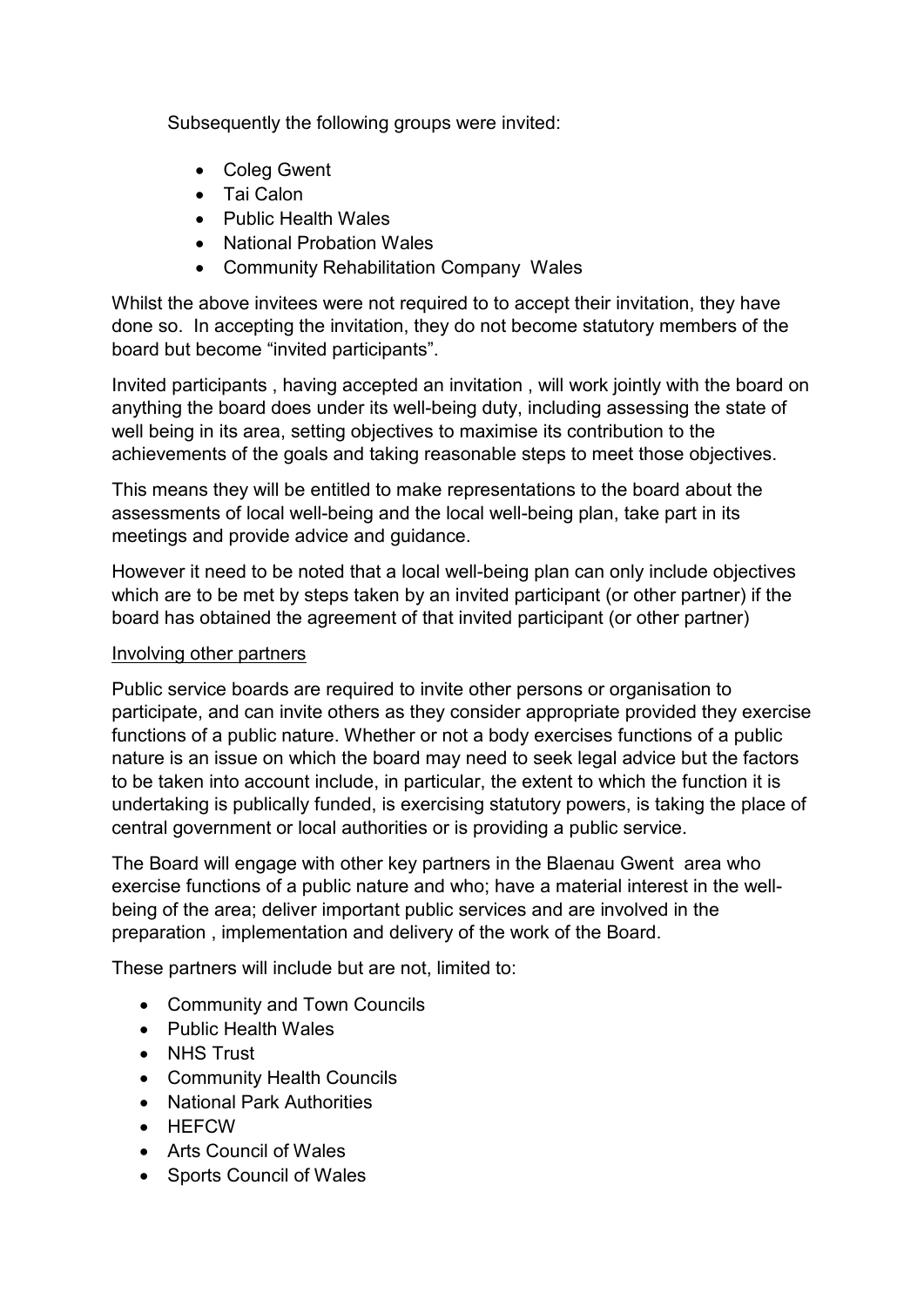Subsequently the following groups were invited:

- Coleg Gwent
- Tai Calon
- Public Health Wales
- National Probation Wales
- Community Rehabilitation Company Wales

Whilst the above invitees were not required to to accept their invitation, they have done so. In accepting the invitation, they do not become statutory members of the board but become "invited participants".

Invited participants , having accepted an invitation , will work jointly with the board on anything the board does under its well-being duty, including assessing the state of well being in its area, setting objectives to maximise its contribution to the achievements of the goals and taking reasonable steps to meet those objectives.

This means they will be entitled to make representations to the board about the assessments of local well-being and the local well-being plan, take part in its meetings and provide advice and guidance.

However it need to be noted that a local well-being plan can only include objectives which are to be met by steps taken by an invited participant (or other partner) if the board has obtained the agreement of that invited participant (or other partner)

<u>Involving other partners</u>

Public service boards are required to invite other persons or organisation to participate, and can invite others as they consider appropriate provided they exercise functions of a public nature. Whether or not a body exercises functions of a public nature is an issue on which the board may need to seek legal advice but the factors to be taken into account include, in particular, the extent to which the function it is undertaking is publically funded, is exercising statutory powers, is taking the place of central government or local authorities or is providing a public service.

The Board will engage with other key partners in the Blaenau Gwent area who exercise functions of a public nature and who; have a material interest in the well-being of the area; deliver important public services and are involved in the preparation , implementation and delivery of the work of the Board.

These partners will include but are not, limited to:

- Community and Town Councils
- Public Health Wales
- NHS Trust
- Community Health Councils
- National Park Authorities
- HEFCW
- Arts Council of Wales
- Sports Council of Wales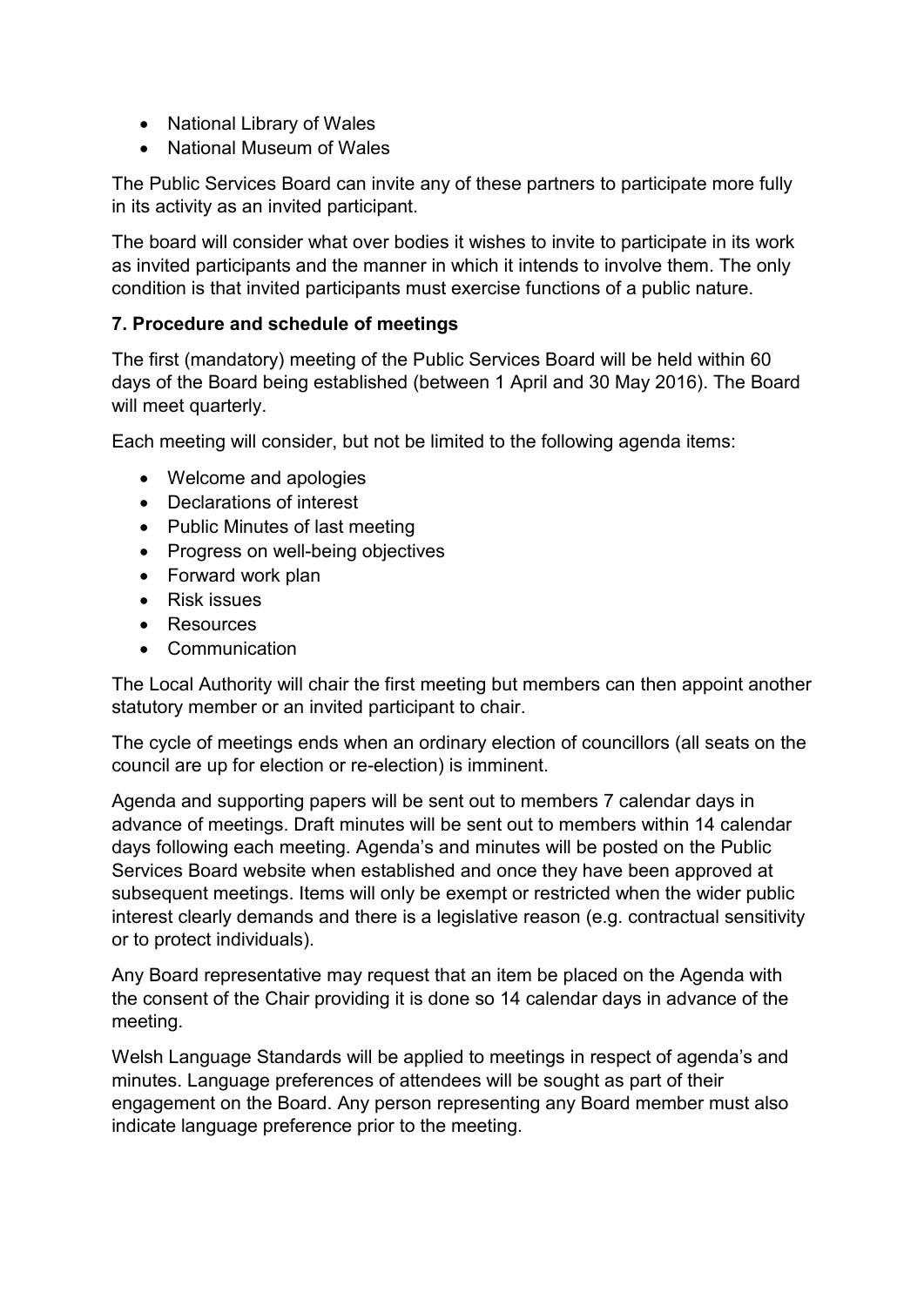- National Library of Wales
- National Museum of Wales

The Public Services Board can invite any of these partners to participate more fully in its activity as an invited participant.

The board will consider what over bodies it wishes to invite to participate in its work as invited participants and the manner in which it intends to involve them. The only condition is that invited participants must exercise functions of a public nature.

### 7. Procedure and schedule of meetings

The first (mandatory) meeting of the Public Services Board will be held within 60 days of the Board being established (between 1 April and 30 May 2016). The Board will meet quarterly.

Each meeting will consider, but not be limited to the following agenda items:

- Welcome and apologies
- Declarations of interest
- Public Minutes of last meeting
- Progress on well-being objectives
- Forward work plan
- Risk issues
- Resources
- Communication

The Local Authority will chair the first meeting but members can then appoint another statutory member or an invited participant to chair.

The cycle of meetings ends when an ordinary election of councillors (all seats on the council are up for election or re-election) is imminent.

Agenda and supporting papers will be sent out to members 7 calendar days in advance of meetings. Draft minutes will be sent out to members within 14 calendar days following each meeting. Agenda's and minutes will be posted on the Public Services Board website when established and once they have been approved at subsequent meetings. Items will only be exempt or restricted when the wider public interest clearly demands and there is a legislative reason (e.g. contractual sensitivity or to protect individuals).

Any Board representative may request that an item be placed on the Agenda with the consent of the Chair providing it is done so 14 calendar days in advance of the meeting.

Welsh Language Standards will be applied to meetings in respect of agenda's and minutes. Language preferences of attendees will be sought as part of their engagement on the Board. Any person representing any Board member must also indicate language preference prior to the meeting.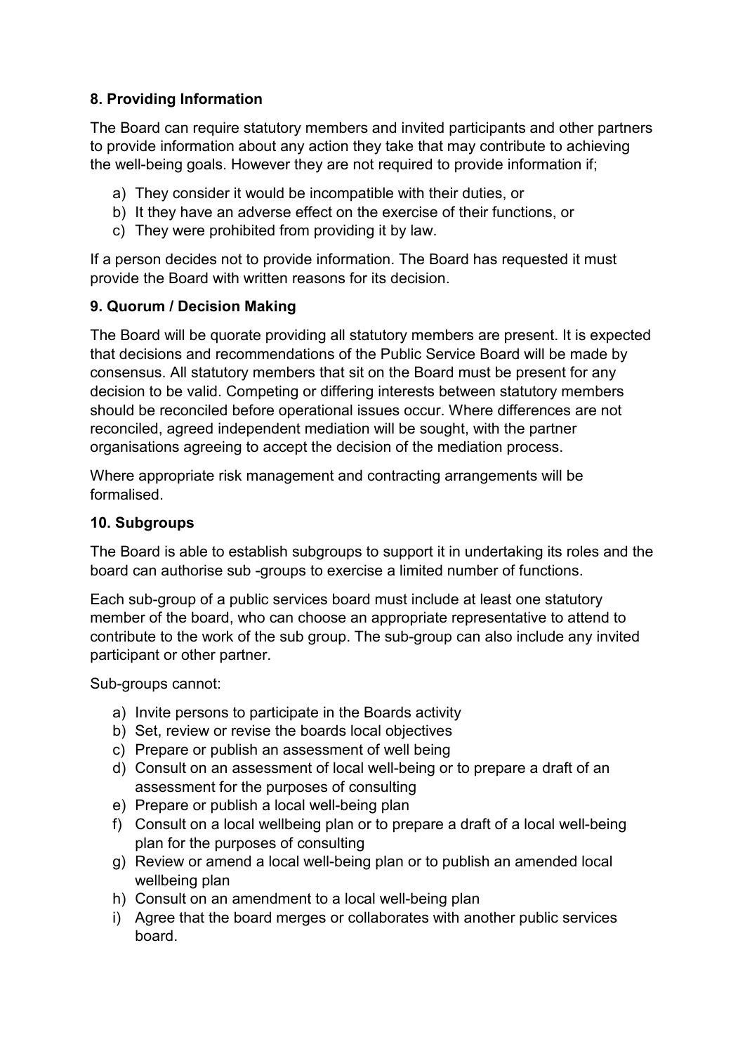### 8. Providing Information

The Board can require statutory members and invited participants and other partners to provide information about any action they take that may contribute to achieving the well-being goals. However they are not required to provide information if;

a) They consider it would be incompatible with their duties, or
b) It they have an adverse effect on the exercise of their functions, or
c) They were prohibited from providing it by law.

If a person decides not to provide information. The Board has requested it must provide the Board with written reasons for its decision.

### 9. Quorum / Decision Making

The Board will be quorate providing all statutory members are present. It is expected that decisions and recommendations of the Public Service Board will be made by consensus. All statutory members that sit on the Board must be present for any decision to be valid. Competing or differing interests between statutory members should be reconciled before operational issues occur. Where differences are not reconciled, agreed independent mediation will be sought, with the partner organisations agreeing to accept the decision of the mediation process.

Where appropriate risk management and contracting arrangements will be formalised.

### 10. Subgroups

The Board is able to establish subgroups to support it in undertaking its roles and the board can authorise sub -groups to exercise a limited number of functions.

Each sub-group of a public services board must include at least one statutory member of the board, who can choose an appropriate representative to attend to contribute to the work of the sub group. The sub-group can also include any invited participant or other partner.

Sub-groups cannot:

a) Invite persons to participate in the Boards activity
b) Set, review or revise the boards local objectives
c) Prepare or publish an assessment of well being
d) Consult on an assessment of local well-being or to prepare a draft of an assessment for the purposes of consulting
e) Prepare or publish a local well-being plan
f) Consult on a local wellbeing plan or to prepare a draft of a local well-being plan for the purposes of consulting
g) Review or amend a local well-being plan or to publish an amended local wellbeing plan
h) Consult on an amendment to a local well-being plan
i) Agree that the board merges or collaborates with another public services board.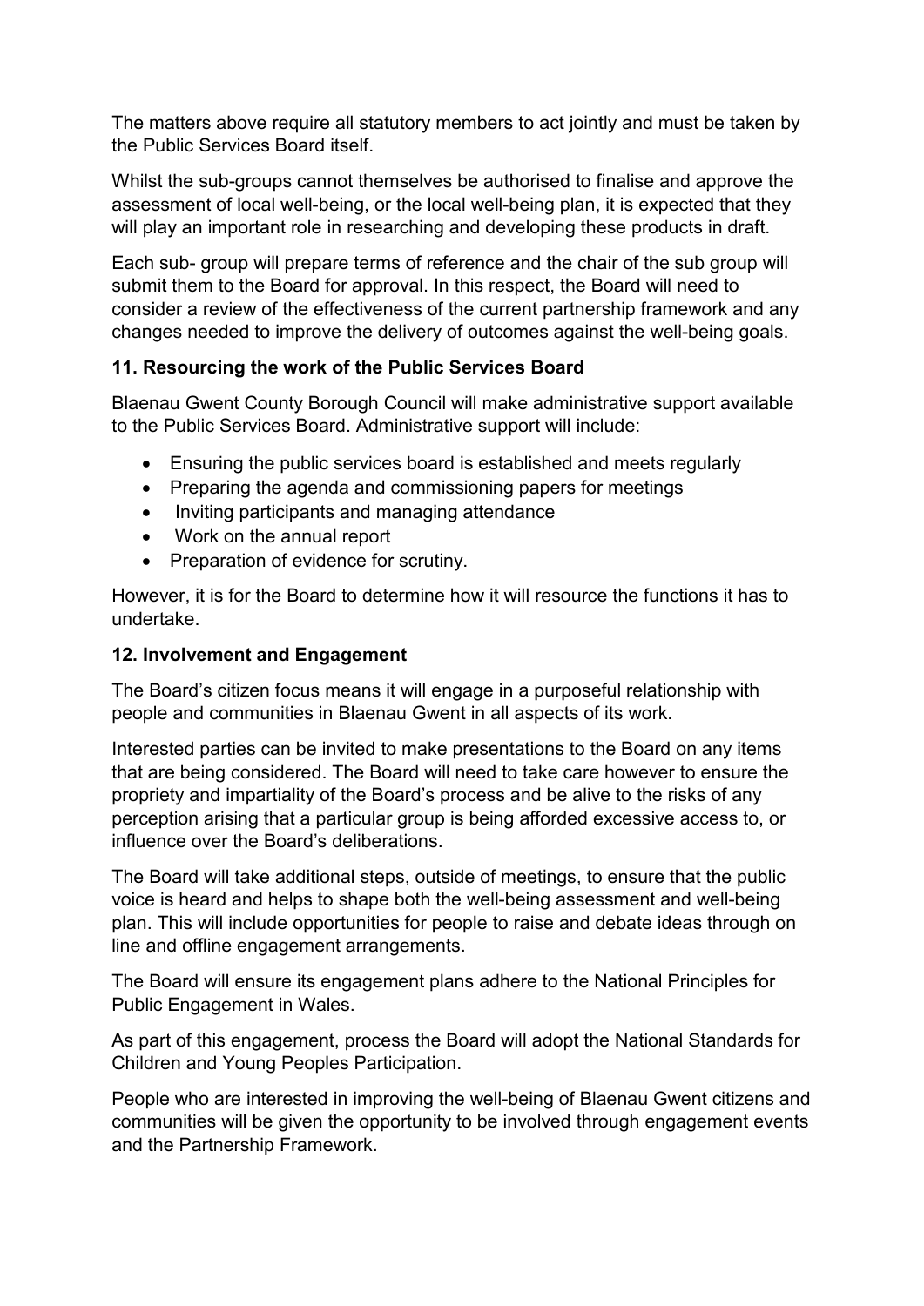The matters above require all statutory members to act jointly and must be taken by the Public Services Board itself.

Whilst the sub-groups cannot themselves be authorised to finalise and approve the assessment of local well-being, or the local well-being plan, it is expected that they will play an important role in researching and developing these products in draft.

Each sub- group will prepare terms of reference and the chair of the sub group will submit them to the Board for approval. In this respect, the Board will need to consider a review of the effectiveness of the current partnership framework and any changes needed to improve the delivery of outcomes against the well-being goals.

### 11. Resourcing the work of the Public Services Board

Blaenau Gwent County Borough Council will make administrative support available to the Public Services Board. Administrative support will include:

- Ensuring the public services board is established and meets regularly
- Preparing the agenda and commissioning papers for meetings
- Inviting participants and managing attendance
- Work on the annual report
- Preparation of evidence for scrutiny.

However, it is for the Board to determine how it will resource the functions it has to undertake.

### 12. Involvement and Engagement

The Board's citizen focus means it will engage in a purposeful relationship with people and communities in Blaenau Gwent in all aspects of its work.

Interested parties can be invited to make presentations to the Board on any items that are being considered. The Board will need to take care however to ensure the propriety and impartiality of the Board's process and be alive to the risks of any perception arising that a particular group is being afforded excessive access to, or influence over the Board's deliberations.

The Board will take additional steps, outside of meetings, to ensure that the public voice is heard and helps to shape both the well-being assessment and well-being plan. This will include opportunities for people to raise and debate ideas through on line and offline engagement arrangements.

The Board will ensure its engagement plans adhere to the National Principles for Public Engagement in Wales.

As part of this engagement, process the Board will adopt the National Standards for Children and Young Peoples Participation.

People who are interested in improving the well-being of Blaenau Gwent citizens and communities will be given the opportunity to be involved through engagement events and the Partnership Framework.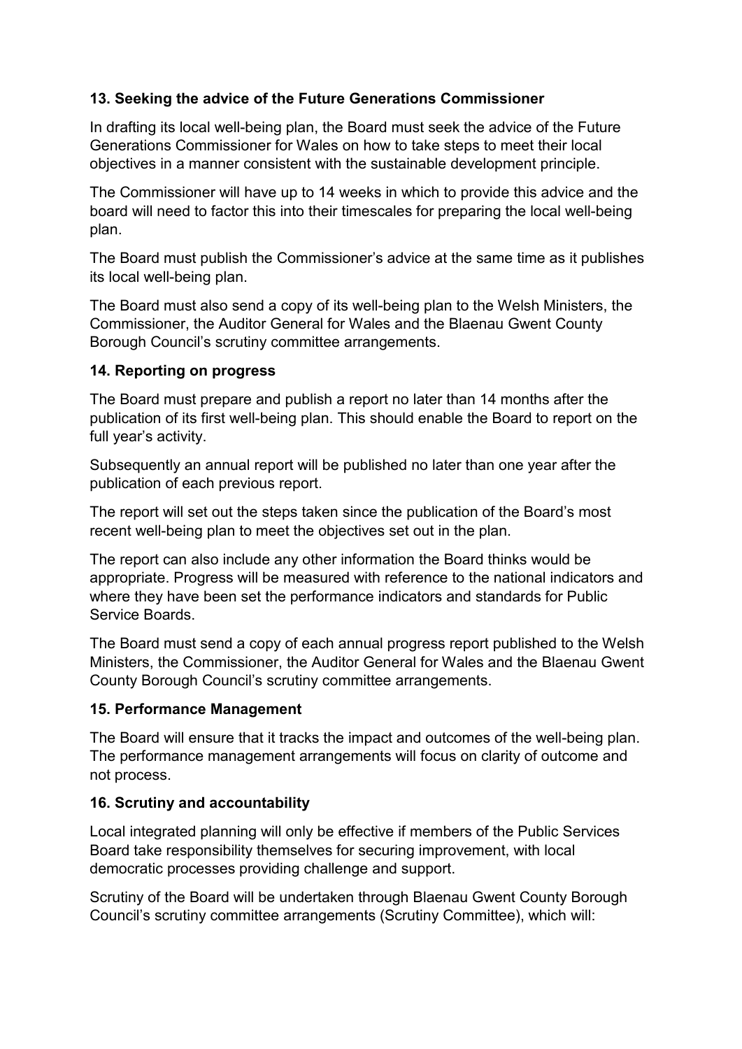**13. Seeking the advice of the Future Generations Commissioner**

In drafting its local well-being plan, the Board must seek the advice of the Future Generations Commissioner for Wales on how to take steps to meet their local objectives in a manner consistent with the sustainable development principle.

The Commissioner will have up to 14 weeks in which to provide this advice and the board will need to factor this into their timescales for preparing the local well-being plan.

The Board must publish the Commissioner's advice at the same time as it publishes its local well-being plan.

The Board must also send a copy of its well-being plan to the Welsh Ministers, the Commissioner, the Auditor General for Wales and the Blaenau Gwent County Borough Council's scrutiny committee arrangements.

**14. Reporting on progress**

The Board must prepare and publish a report no later than 14 months after the publication of its first well-being plan. This should enable the Board to report on the full year's activity.

Subsequently an annual report will be published no later than one year after the publication of each previous report.

The report will set out the steps taken since the publication of the Board's most recent well-being plan to meet the objectives set out in the plan.

The report can also include any other information the Board thinks would be appropriate. Progress will be measured with reference to the national indicators and where they have been set the performance indicators and standards for Public Service Boards.

The Board must send a copy of each annual progress report published to the Welsh Ministers, the Commissioner, the Auditor General for Wales and the Blaenau Gwent County Borough Council's scrutiny committee arrangements.

**15. Performance Management**

The Board will ensure that it tracks the impact and outcomes of the well-being plan. The performance management arrangements will focus on clarity of outcome and not process.

**16. Scrutiny and accountability**

Local integrated planning will only be effective if members of the Public Services Board take responsibility themselves for securing improvement, with local democratic processes providing challenge and support.

Scrutiny of the Board will be undertaken through Blaenau Gwent County Borough Council's scrutiny committee arrangements (Scrutiny Committee), which will: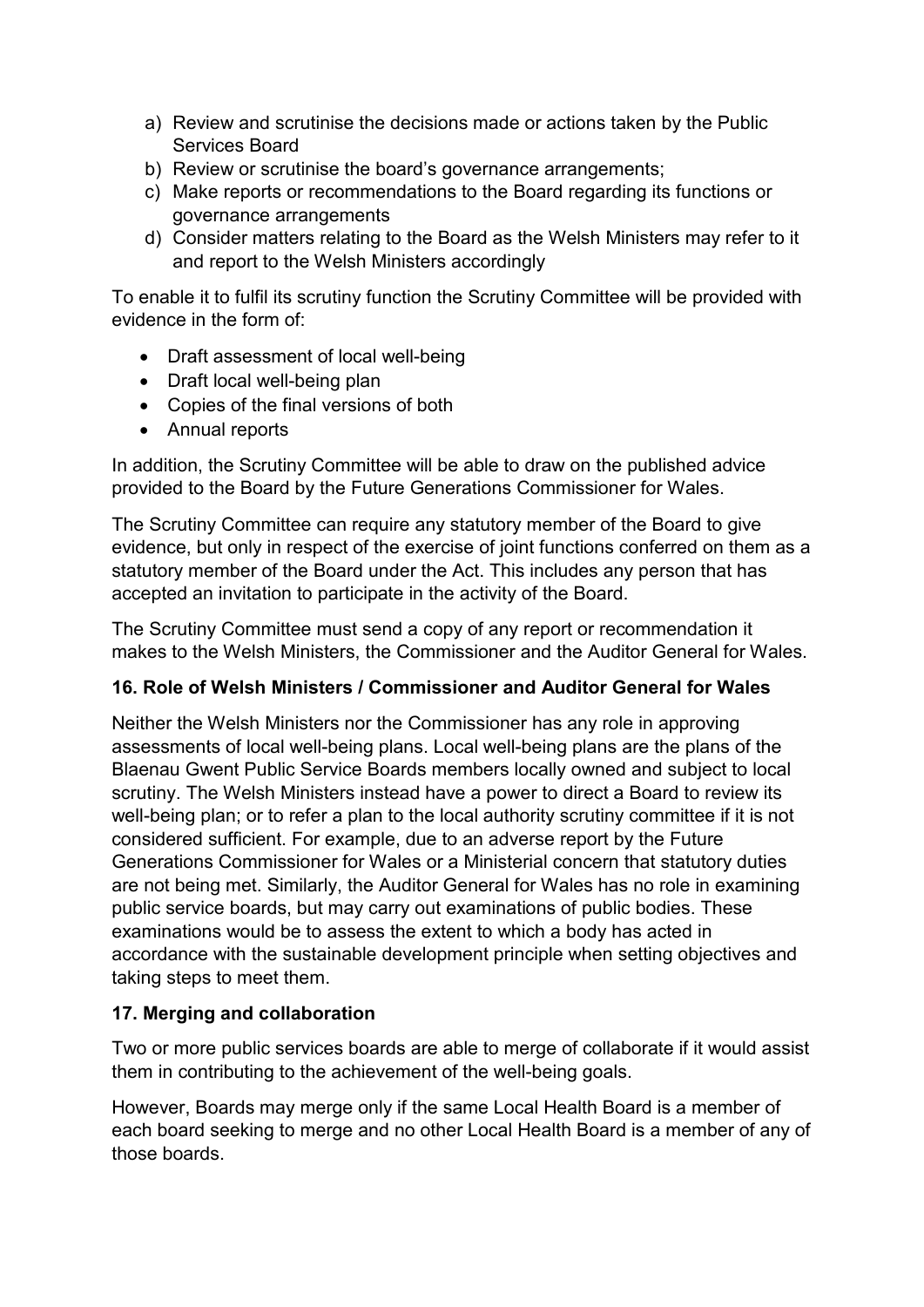a) Review and scrutinise the decisions made or actions taken by the Public Services Board
b) Review or scrutinise the board's governance arrangements;
c) Make reports or recommendations to the Board regarding its functions or governance arrangements
d) Consider matters relating to the Board as the Welsh Ministers may refer to it and report to the Welsh Ministers accordingly

To enable it to fulfil its scrutiny function the Scrutiny Committee will be provided with evidence in the form of:

- Draft assessment of local well-being
- Draft local well-being plan
- Copies of the final versions of both
- Annual reports

In addition, the Scrutiny Committee will be able to draw on the published advice provided to the Board by the Future Generations Commissioner for Wales.

The Scrutiny Committee can require any statutory member of the Board to give evidence, but only in respect of the exercise of joint functions conferred on them as a statutory member of the Board under the Act. This includes any person that has accepted an invitation to participate in the activity of the Board.

The Scrutiny Committee must send a copy of any report or recommendation it makes to the Welsh Ministers, the Commissioner and the Auditor General for Wales.

**16. Role of Welsh Ministers / Commissioner and Auditor General for Wales**

Neither the Welsh Ministers nor the Commissioner has any role in approving assessments of local well-being plans. Local well-being plans are the plans of the Blaenau Gwent Public Service Boards members locally owned and subject to local scrutiny. The Welsh Ministers instead have a power to direct a Board to review its well-being plan; or to refer a plan to the local authority scrutiny committee if it is not considered sufficient. For example, due to an adverse report by the Future Generations Commissioner for Wales or a Ministerial concern that statutory duties are not being met. Similarly, the Auditor General for Wales has no role in examining public service boards, but may carry out examinations of public bodies. These examinations would be to assess the extent to which a body has acted in accordance with the sustainable development principle when setting objectives and taking steps to meet them.

**17. Merging and collaboration**

Two or more public services boards are able to merge of collaborate if it would assist them in contributing to the achievement of the well-being goals.

However, Boards may merge only if the same Local Health Board is a member of each board seeking to merge and no other Local Health Board is a member of any of those boards.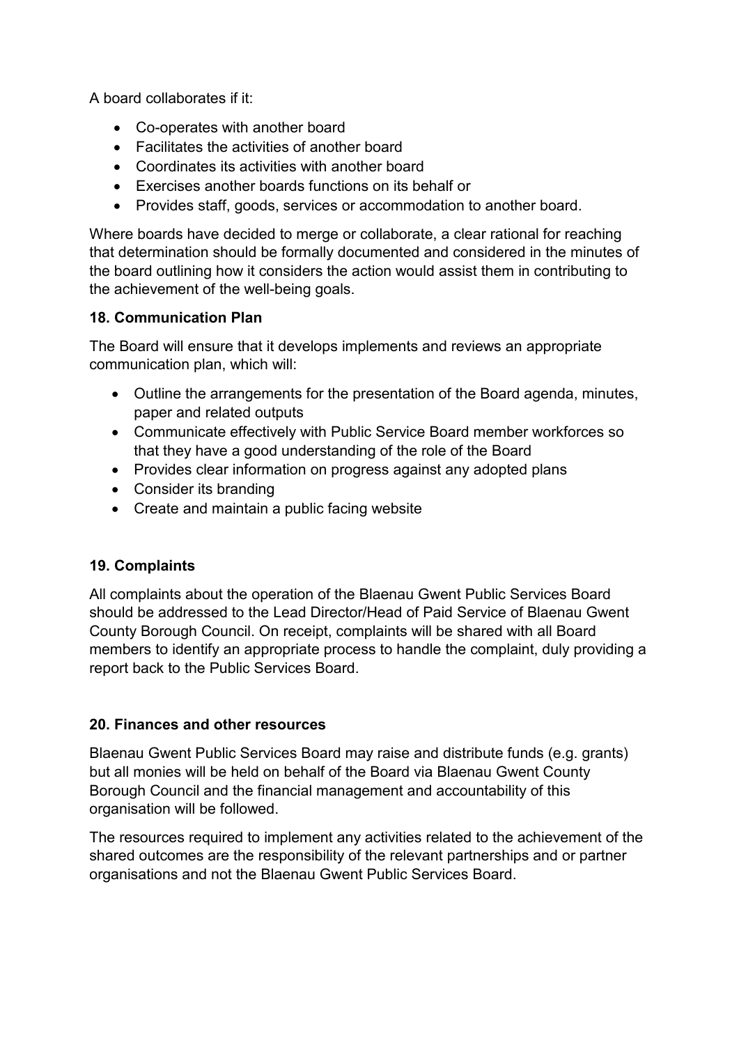A board collaborates if it:

- Co-operates with another board
- Facilitates the activities of another board
- Coordinates its activities with another board
- Exercises another boards functions on its behalf or
- Provides staff, goods, services or accommodation to another board.

Where boards have decided to merge or collaborate, a clear rational for reaching that determination should be formally documented and considered in the minutes of the board outlining how it considers the action would assist them in contributing to the achievement of the well-being goals.

### 18. Communication Plan

The Board will ensure that it develops implements and reviews an appropriate communication plan, which will:

- Outline the arrangements for the presentation of the Board agenda, minutes, paper and related outputs
- Communicate effectively with Public Service Board member workforces so that they have a good understanding of the role of the Board
- Provides clear information on progress against any adopted plans
- Consider its branding
- Create and maintain a public facing website

### 19. Complaints

All complaints about the operation of the Blaenau Gwent Public Services Board should be addressed to the Lead Director/Head of Paid Service of Blaenau Gwent County Borough Council. On receipt, complaints will be shared with all Board members to identify an appropriate process to handle the complaint, duly providing a report back to the Public Services Board.

### 20. Finances and other resources

Blaenau Gwent Public Services Board may raise and distribute funds (e.g. grants) but all monies will be held on behalf of the Board via Blaenau Gwent County Borough Council and the financial management and accountability of this organisation will be followed.

The resources required to implement any activities related to the achievement of the shared outcomes are the responsibility of the relevant partnerships and or partner organisations and not the Blaenau Gwent Public Services Board.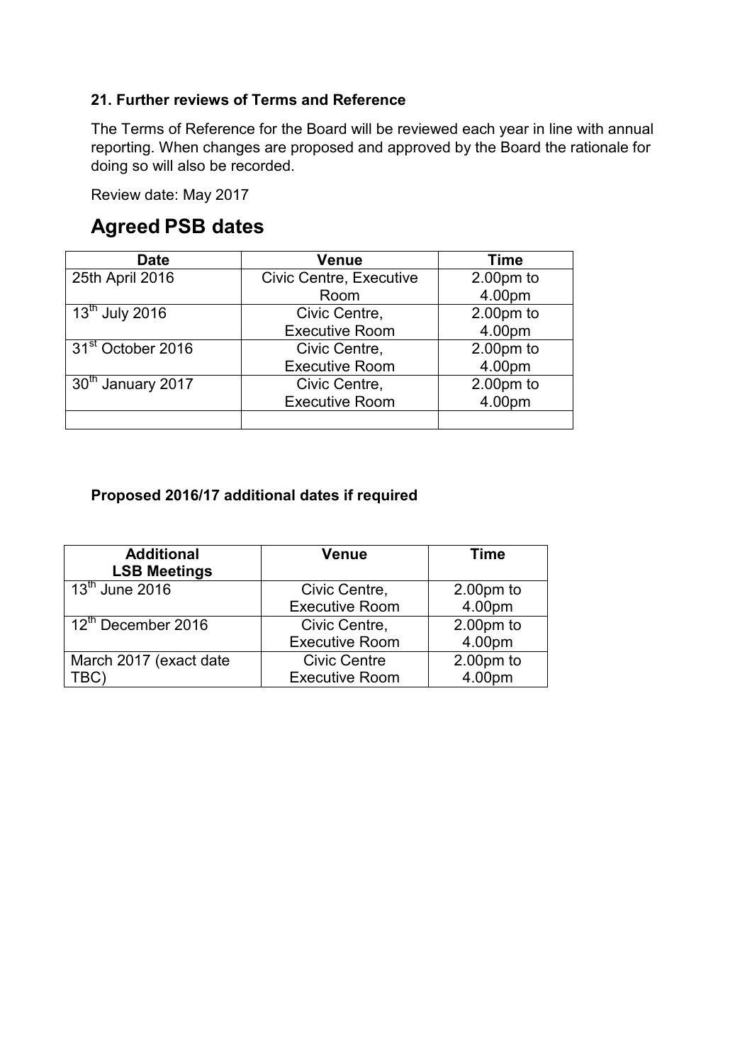### 21. Further reviews of Terms and Reference

The Terms of Reference for the Board will be reviewed each year in line with annual reporting. When changes are proposed and approved by the Board the rationale for doing so will also be recorded.

Review date: May 2017

## Agreed PSB dates

| Date | Venue | Time |
|---|---|---|
| 25th April 2016 | Civic Centre, Executive Room | 2.00pm to 4.00pm |
| 13th July 2016 | Civic Centre, Executive Room | 2.00pm to 4.00pm |
| 31st October 2016 | Civic Centre, Executive Room | 2.00pm to 4.00pm |
| 30th January 2017 | Civic Centre, Executive Room | 2.00pm to 4.00pm |
| | | |

**Proposed 2016/17 additional dates if required**

| Additional LSB Meetings | Venue | Time |
|---|---|---|
| 13th June 2016 | Civic Centre, Executive Room | 2.00pm to 4.00pm |
| 12th December 2016 | Civic Centre, Executive Room | 2.00pm to 4.00pm |
| March 2017 (exact date TBC) | Civic Centre Executive Room | 2.00pm to 4.00pm |